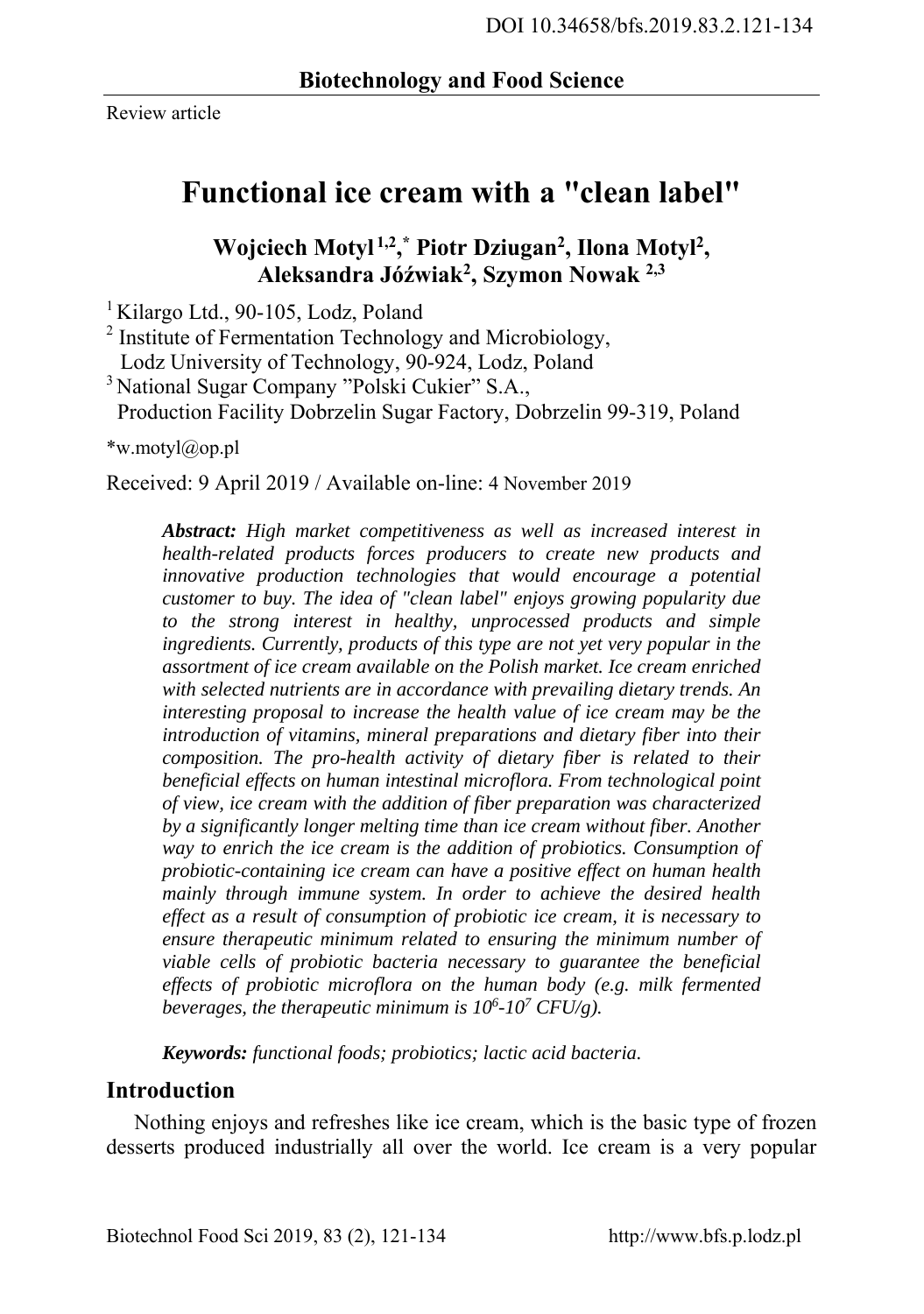DOI 10.34658/bfs.2019.83.2.121-134

**Biotechnology and Food Science**

Review article

# Functional ice cream with a "clean label"

**Wojciech Motyl[1,2,*], Piotr Dziugan[2], Ilona Motyl[2], Aleksandra Jóźwiak[2], Szymon Nowak[2,3]**

[1] Kilargo Ltd., 90-105, Lodz, Poland
[2] Institute of Fermentation Technology and Microbiology, Lodz University of Technology, 90-924, Lodz, Poland
[3] National Sugar Company "Polski Cukier" S.A., Production Facility Dobrzelin Sugar Factory, Dobrzelin 99-319, Poland

*w.motyl@op.pl

Received: 9 April 2019 / Available on-line: 4 November 2019

***Abstract:*** *High market competitiveness as well as increased interest in health-related products forces producers to create new products and innovative production technologies that would encourage a potential customer to buy. The idea of "clean label" enjoys growing popularity due to the strong interest in healthy, unprocessed products and simple ingredients. Currently, products of this type are not yet very popular in the assortment of ice cream available on the Polish market. Ice cream enriched with selected nutrients are in accordance with prevailing dietary trends. An interesting proposal to increase the health value of ice cream may be the introduction of vitamins, mineral preparations and dietary fiber into their composition. The pro-health activity of dietary fiber is related to their beneficial effects on human intestinal microflora. From technological point of view, ice cream with the addition of fiber preparation was characterized by a significantly longer melting time than ice cream without fiber. Another way to enrich the ice cream is the addition of probiotics. Consumption of probiotic-containing ice cream can have a positive effect on human health mainly through immune system. In order to achieve the desired health effect as a result of consumption of probiotic ice cream, it is necessary to ensure therapeutic minimum related to ensuring the minimum number of viable cells of probiotic bacteria necessary to guarantee the beneficial effects of probiotic microflora on the human body (e.g. milk fermented beverages, the therapeutic minimum is $10^6$-$10^7$ CFU/g).*

***Keywords:*** *functional foods; probiotics; lactic acid bacteria.*

## Introduction

Nothing enjoys and refreshes like ice cream, which is the basic type of frozen desserts produced industrially all over the world. Ice cream is a very popular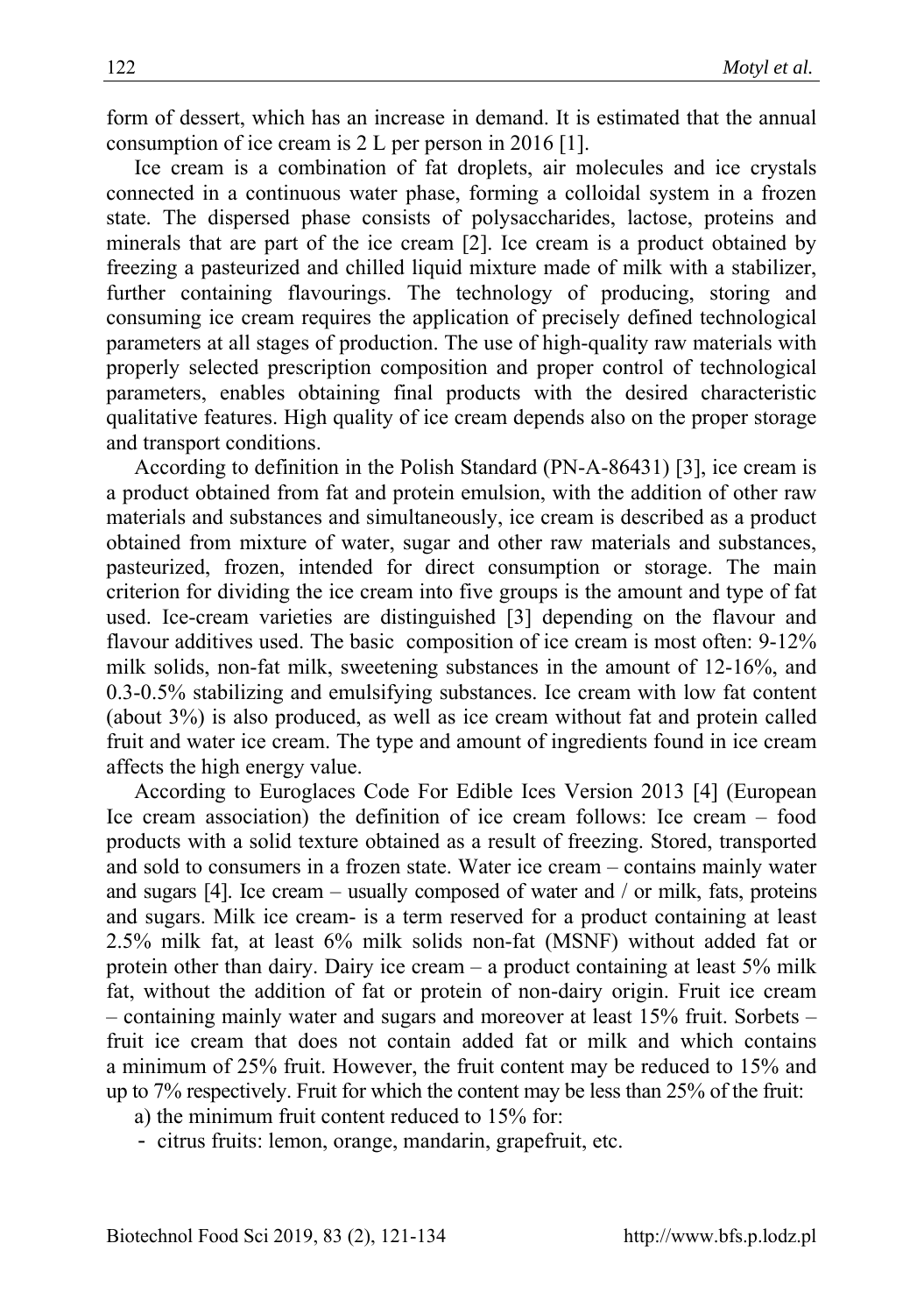form of dessert, which has an increase in demand. It is estimated that the annual consumption of ice cream is 2 L per person in 2016 [1].

Ice cream is a combination of fat droplets, air molecules and ice crystals connected in a continuous water phase, forming a colloidal system in a frozen state. The dispersed phase consists of polysaccharides, lactose, proteins and minerals that are part of the ice cream [2]. Ice cream is a product obtained by freezing a pasteurized and chilled liquid mixture made of milk with a stabilizer, further containing flavourings. The technology of producing, storing and consuming ice cream requires the application of precisely defined technological parameters at all stages of production. The use of high-quality raw materials with properly selected prescription composition and proper control of technological parameters, enables obtaining final products with the desired characteristic qualitative features. High quality of ice cream depends also on the proper storage and transport conditions.

According to definition in the Polish Standard (PN-A-86431) [3], ice cream is a product obtained from fat and protein emulsion, with the addition of other raw materials and substances and simultaneously, ice cream is described as a product obtained from mixture of water, sugar and other raw materials and substances, pasteurized, frozen, intended for direct consumption or storage. The main criterion for dividing the ice cream into five groups is the amount and type of fat used. Ice-cream varieties are distinguished [3] depending on the flavour and flavour additives used. The basic composition of ice cream is most often: 9-12% milk solids, non-fat milk, sweetening substances in the amount of 12-16%, and 0.3-0.5% stabilizing and emulsifying substances. Ice cream with low fat content (about 3%) is also produced, as well as ice cream without fat and protein called fruit and water ice cream. The type and amount of ingredients found in ice cream affects the high energy value.

According to Euroglaces Code For Edible Ices Version 2013 [4] (European Ice cream association) the definition of ice cream follows: Ice cream – food products with a solid texture obtained as a result of freezing. Stored, transported and sold to consumers in a frozen state. Water ice cream – contains mainly water and sugars [4]. Ice cream – usually composed of water and / or milk, fats, proteins and sugars. Milk ice cream- is a term reserved for a product containing at least 2.5% milk fat, at least 6% milk solids non-fat (MSNF) without added fat or protein other than dairy. Dairy ice cream – a product containing at least 5% milk fat, without the addition of fat or protein of non-dairy origin. Fruit ice cream – containing mainly water and sugars and moreover at least 15% fruit. Sorbets – fruit ice cream that does not contain added fat or milk and which contains a minimum of 25% fruit. However, the fruit content may be reduced to 15% and up to 7% respectively. Fruit for which the content may be less than 25% of the fruit:

a) the minimum fruit content reduced to 15% for:

- citrus fruits: lemon, orange, mandarin, grapefruit, etc.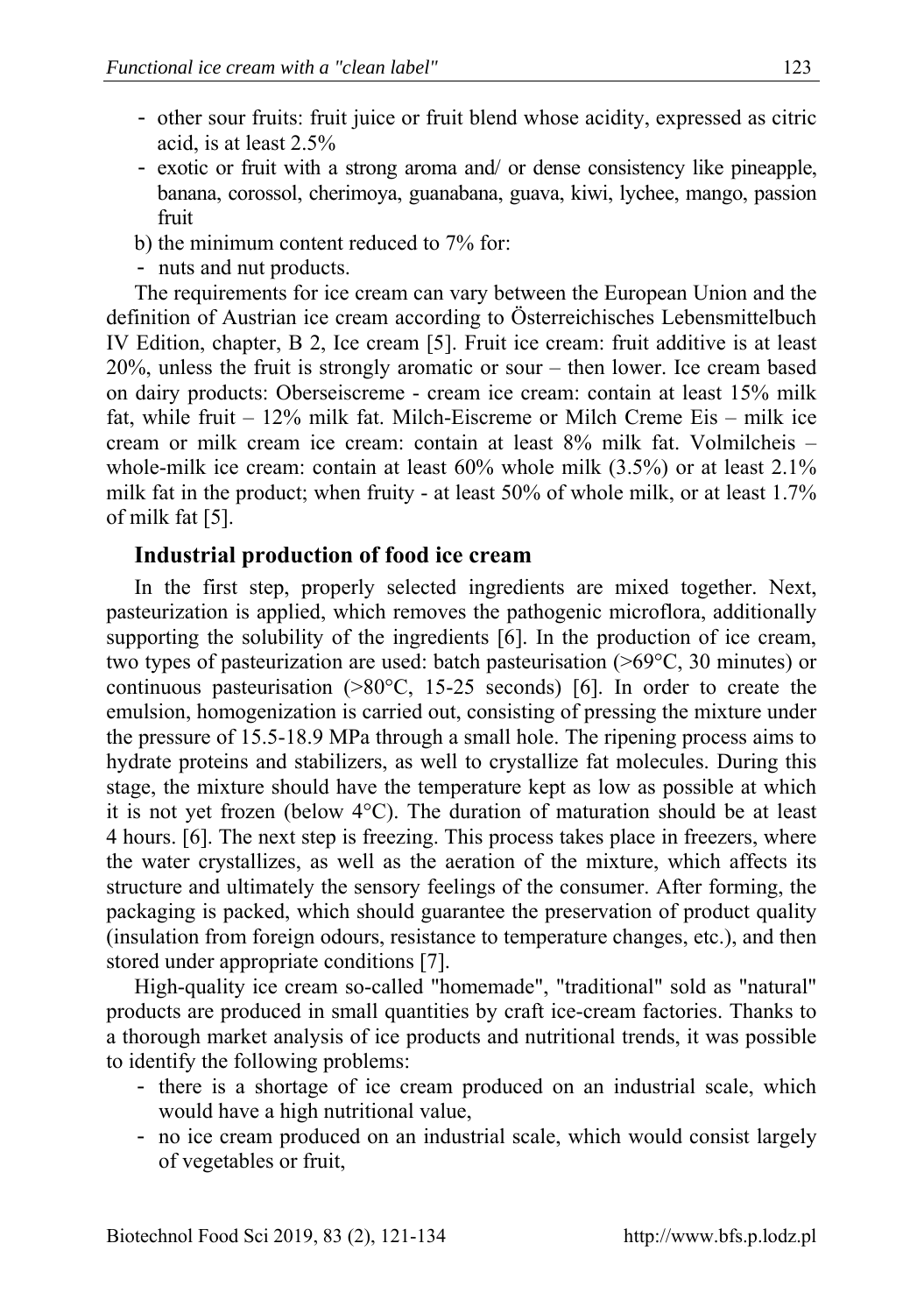- other sour fruits: fruit juice or fruit blend whose acidity, expressed as citric acid, is at least 2.5%
- exotic or fruit with a strong aroma and/ or dense consistency like pineapple, banana, corossol, cherimoya, guanabana, guava, kiwi, lychee, mango, passion fruit

b) the minimum content reduced to 7% for:

- nuts and nut products.

The requirements for ice cream can vary between the European Union and the definition of Austrian ice cream according to Österreichisches Lebensmittelbuch IV Edition, chapter, B 2, Ice cream [5]. Fruit ice cream: fruit additive is at least 20%, unless the fruit is strongly aromatic or sour – then lower. Ice cream based on dairy products: Oberseiscreme - cream ice cream: contain at least 15% milk fat, while fruit – 12% milk fat. Milch-Eiscreme or Milch Creme Eis – milk ice cream or milk cream ice cream: contain at least 8% milk fat. Volmilcheis – whole-milk ice cream: contain at least 60% whole milk (3.5%) or at least 2.1% milk fat in the product; when fruity - at least 50% of whole milk, or at least 1.7% of milk fat [5].

## Industrial production of food ice cream

In the first step, properly selected ingredients are mixed together. Next, pasteurization is applied, which removes the pathogenic microflora, additionally supporting the solubility of the ingredients [6]. In the production of ice cream, two types of pasteurization are used: batch pasteurisation (>69°C, 30 minutes) or continuous pasteurisation (>80°C, 15-25 seconds) [6]. In order to create the emulsion, homogenization is carried out, consisting of pressing the mixture under the pressure of 15.5-18.9 MPa through a small hole. The ripening process aims to hydrate proteins and stabilizers, as well to crystallize fat molecules. During this stage, the mixture should have the temperature kept as low as possible at which it is not yet frozen (below 4°C). The duration of maturation should be at least 4 hours. [6]. The next step is freezing. This process takes place in freezers, where the water crystallizes, as well as the aeration of the mixture, which affects its structure and ultimately the sensory feelings of the consumer. After forming, the packaging is packed, which should guarantee the preservation of product quality (insulation from foreign odours, resistance to temperature changes, etc.), and then stored under appropriate conditions [7].

High-quality ice cream so-called "homemade", "traditional" sold as "natural" products are produced in small quantities by craft ice-cream factories. Thanks to a thorough market analysis of ice products and nutritional trends, it was possible to identify the following problems:

- there is a shortage of ice cream produced on an industrial scale, which would have a high nutritional value,
- no ice cream produced on an industrial scale, which would consist largely of vegetables or fruit,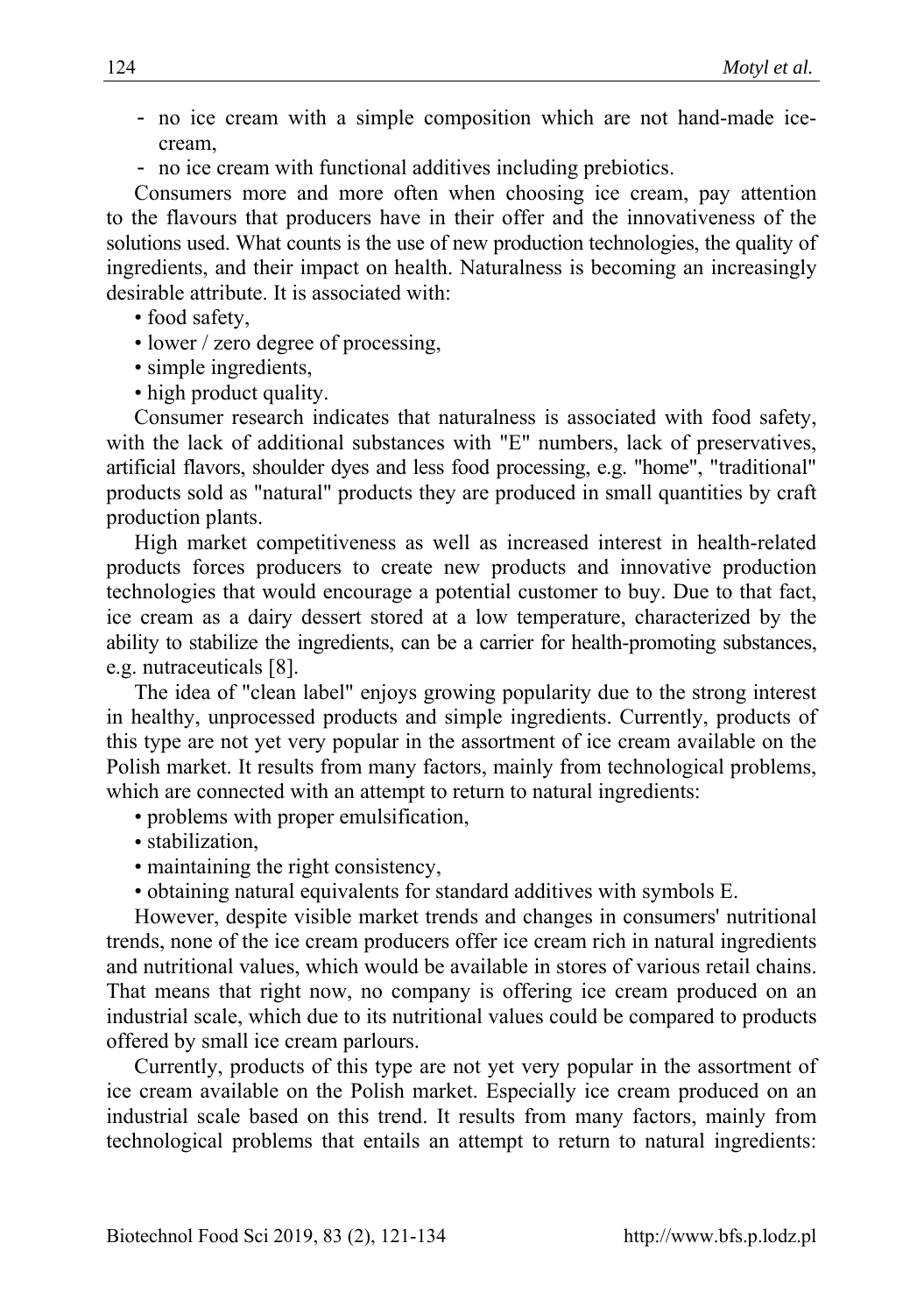- no ice cream with a simple composition which are not hand-made ice-cream,
- no ice cream with functional additives including prebiotics.

Consumers more and more often when choosing ice cream, pay attention to the flavours that producers have in their offer and the innovativeness of the solutions used. What counts is the use of new production technologies, the quality of ingredients, and their impact on health. Naturalness is becoming an increasingly desirable attribute. It is associated with:

- food safety,
- lower / zero degree of processing,
- simple ingredients,
- high product quality.

Consumer research indicates that naturalness is associated with food safety, with the lack of additional substances with "E" numbers, lack of preservatives, artificial flavors, shoulder dyes and less food processing, e.g. "home", "traditional" products sold as "natural" products they are produced in small quantities by craft production plants.

High market competitiveness as well as increased interest in health-related products forces producers to create new products and innovative production technologies that would encourage a potential customer to buy. Due to that fact, ice cream as a dairy dessert stored at a low temperature, characterized by the ability to stabilize the ingredients, can be a carrier for health-promoting substances, e.g. nutraceuticals [8].

The idea of "clean label" enjoys growing popularity due to the strong interest in healthy, unprocessed products and simple ingredients. Currently, products of this type are not yet very popular in the assortment of ice cream available on the Polish market. It results from many factors, mainly from technological problems, which are connected with an attempt to return to natural ingredients:

- problems with proper emulsification,
- stabilization,
- maintaining the right consistency,
- obtaining natural equivalents for standard additives with symbols E.

However, despite visible market trends and changes in consumers' nutritional trends, none of the ice cream producers offer ice cream rich in natural ingredients and nutritional values, which would be available in stores of various retail chains. That means that right now, no company is offering ice cream produced on an industrial scale, which due to its nutritional values could be compared to products offered by small ice cream parlours.

Currently, products of this type are not yet very popular in the assortment of ice cream available on the Polish market. Especially ice cream produced on an industrial scale based on this trend. It results from many factors, mainly from technological problems that entails an attempt to return to natural ingredients: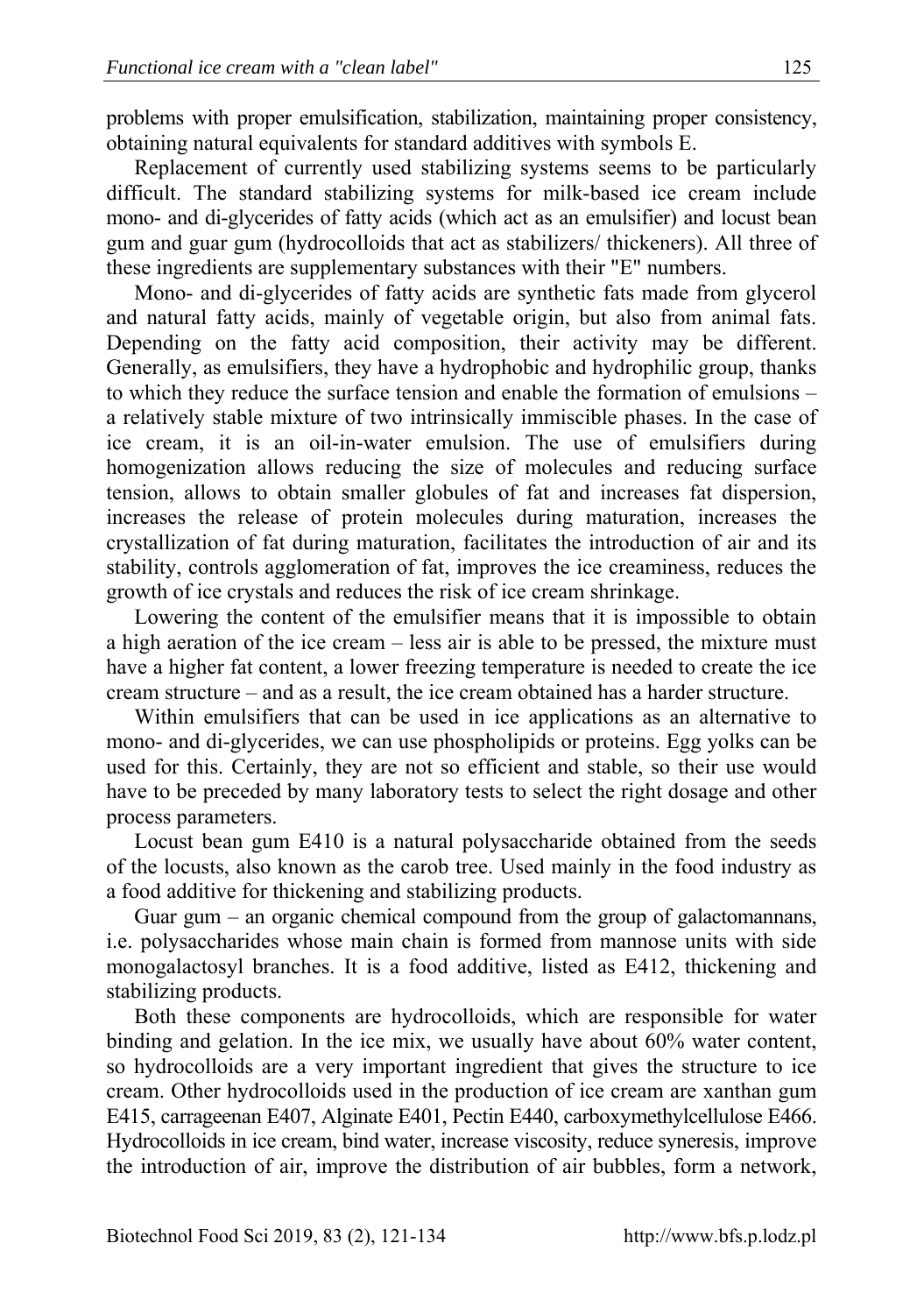problems with proper emulsification, stabilization, maintaining proper consistency, obtaining natural equivalents for standard additives with symbols E.

Replacement of currently used stabilizing systems seems to be particularly difficult. The standard stabilizing systems for milk-based ice cream include mono- and di-glycerides of fatty acids (which act as an emulsifier) and locust bean gum and guar gum (hydrocolloids that act as stabilizers/ thickeners). All three of these ingredients are supplementary substances with their "E" numbers.

Mono- and di-glycerides of fatty acids are synthetic fats made from glycerol and natural fatty acids, mainly of vegetable origin, but also from animal fats. Depending on the fatty acid composition, their activity may be different. Generally, as emulsifiers, they have a hydrophobic and hydrophilic group, thanks to which they reduce the surface tension and enable the formation of emulsions – a relatively stable mixture of two intrinsically immiscible phases. In the case of ice cream, it is an oil-in-water emulsion. The use of emulsifiers during homogenization allows reducing the size of molecules and reducing surface tension, allows to obtain smaller globules of fat and increases fat dispersion, increases the release of protein molecules during maturation, increases the crystallization of fat during maturation, facilitates the introduction of air and its stability, controls agglomeration of fat, improves the ice creaminess, reduces the growth of ice crystals and reduces the risk of ice cream shrinkage.

Lowering the content of the emulsifier means that it is impossible to obtain a high aeration of the ice cream – less air is able to be pressed, the mixture must have a higher fat content, a lower freezing temperature is needed to create the ice cream structure – and as a result, the ice cream obtained has a harder structure.

Within emulsifiers that can be used in ice applications as an alternative to mono- and di-glycerides, we can use phospholipids or proteins. Egg yolks can be used for this. Certainly, they are not so efficient and stable, so their use would have to be preceded by many laboratory tests to select the right dosage and other process parameters.

Locust bean gum E410 is a natural polysaccharide obtained from the seeds of the locusts, also known as the carob tree. Used mainly in the food industry as a food additive for thickening and stabilizing products.

Guar gum – an organic chemical compound from the group of galactomannans, i.e. polysaccharides whose main chain is formed from mannose units with side monogalactosyl branches. It is a food additive, listed as E412, thickening and stabilizing products.

Both these components are hydrocolloids, which are responsible for water binding and gelation. In the ice mix, we usually have about 60% water content, so hydrocolloids are a very important ingredient that gives the structure to ice cream. Other hydrocolloids used in the production of ice cream are xanthan gum E415, carrageenan E407, Alginate E401, Pectin E440, carboxymethylcellulose E466. Hydrocolloids in ice cream, bind water, increase viscosity, reduce syneresis, improve the introduction of air, improve the distribution of air bubbles, form a network,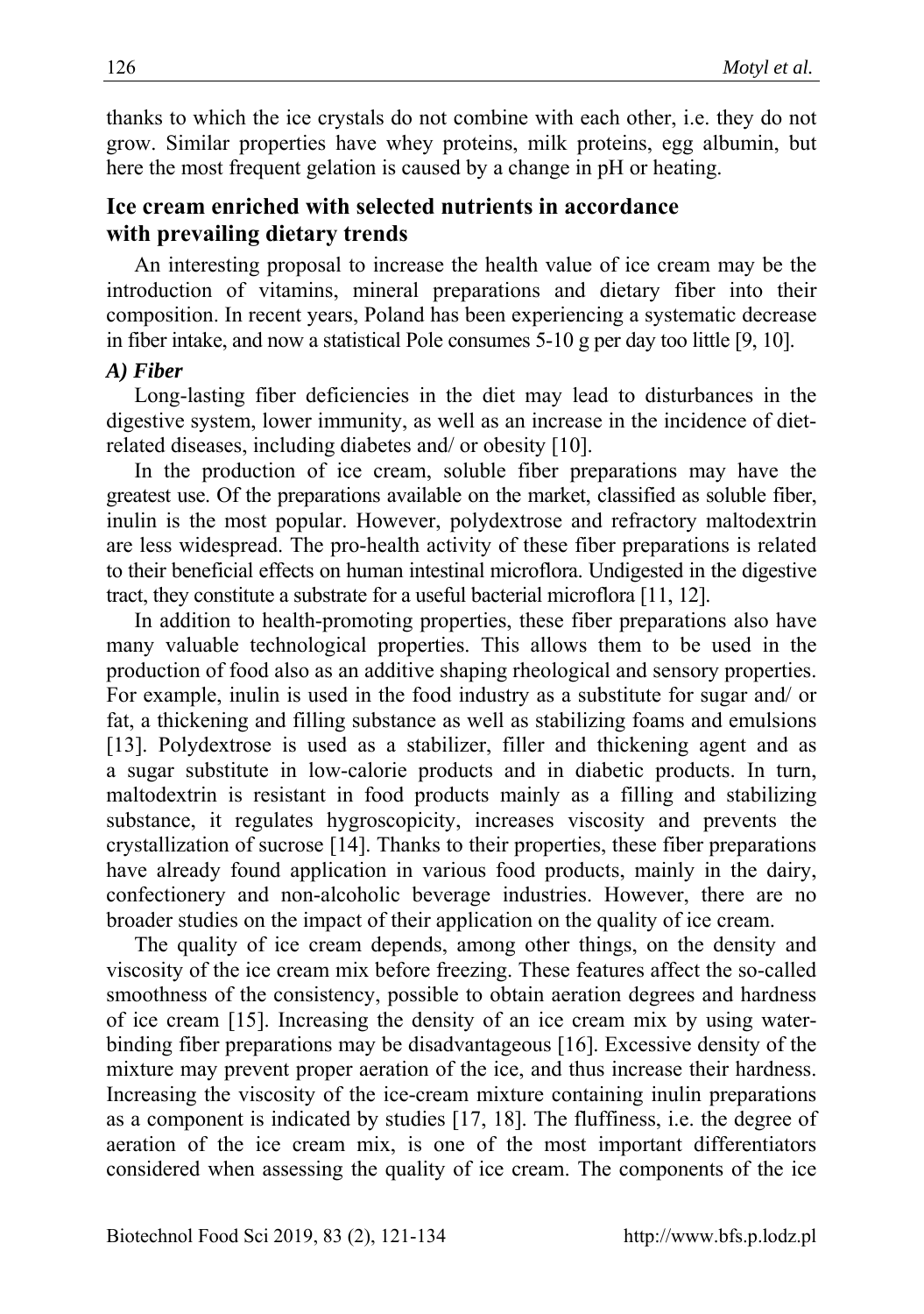thanks to which the ice crystals do not combine with each other, i.e. they do not grow. Similar properties have whey proteins, milk proteins, egg albumin, but here the most frequent gelation is caused by a change in pH or heating.

## Ice cream enriched with selected nutrients in accordance with prevailing dietary trends

An interesting proposal to increase the health value of ice cream may be the introduction of vitamins, mineral preparations and dietary fiber into their composition. In recent years, Poland has been experiencing a systematic decrease in fiber intake, and now a statistical Pole consumes 5-10 g per day too little [9, 10].

### *A) Fiber*

Long-lasting fiber deficiencies in the diet may lead to disturbances in the digestive system, lower immunity, as well as an increase in the incidence of diet-related diseases, including diabetes and/ or obesity [10].

In the production of ice cream, soluble fiber preparations may have the greatest use. Of the preparations available on the market, classified as soluble fiber, inulin is the most popular. However, polydextrose and refractory maltodextrin are less widespread. The pro-health activity of these fiber preparations is related to their beneficial effects on human intestinal microflora. Undigested in the digestive tract, they constitute a substrate for a useful bacterial microflora [11, 12].

In addition to health-promoting properties, these fiber preparations also have many valuable technological properties. This allows them to be used in the production of food also as an additive shaping rheological and sensory properties. For example, inulin is used in the food industry as a substitute for sugar and/ or fat, a thickening and filling substance as well as stabilizing foams and emulsions [13]. Polydextrose is used as a stabilizer, filler and thickening agent and as a sugar substitute in low-calorie products and in diabetic products. In turn, maltodextrin is resistant in food products mainly as a filling and stabilizing substance, it regulates hygroscopicity, increases viscosity and prevents the crystallization of sucrose [14]. Thanks to their properties, these fiber preparations have already found application in various food products, mainly in the dairy, confectionery and non-alcoholic beverage industries. However, there are no broader studies on the impact of their application on the quality of ice cream.

The quality of ice cream depends, among other things, on the density and viscosity of the ice cream mix before freezing. These features affect the so-called smoothness of the consistency, possible to obtain aeration degrees and hardness of ice cream [15]. Increasing the density of an ice cream mix by using water-binding fiber preparations may be disadvantageous [16]. Excessive density of the mixture may prevent proper aeration of the ice, and thus increase their hardness. Increasing the viscosity of the ice-cream mixture containing inulin preparations as a component is indicated by studies [17, 18]. The fluffiness, i.e. the degree of aeration of the ice cream mix, is one of the most important differentiators considered when assessing the quality of ice cream. The components of the ice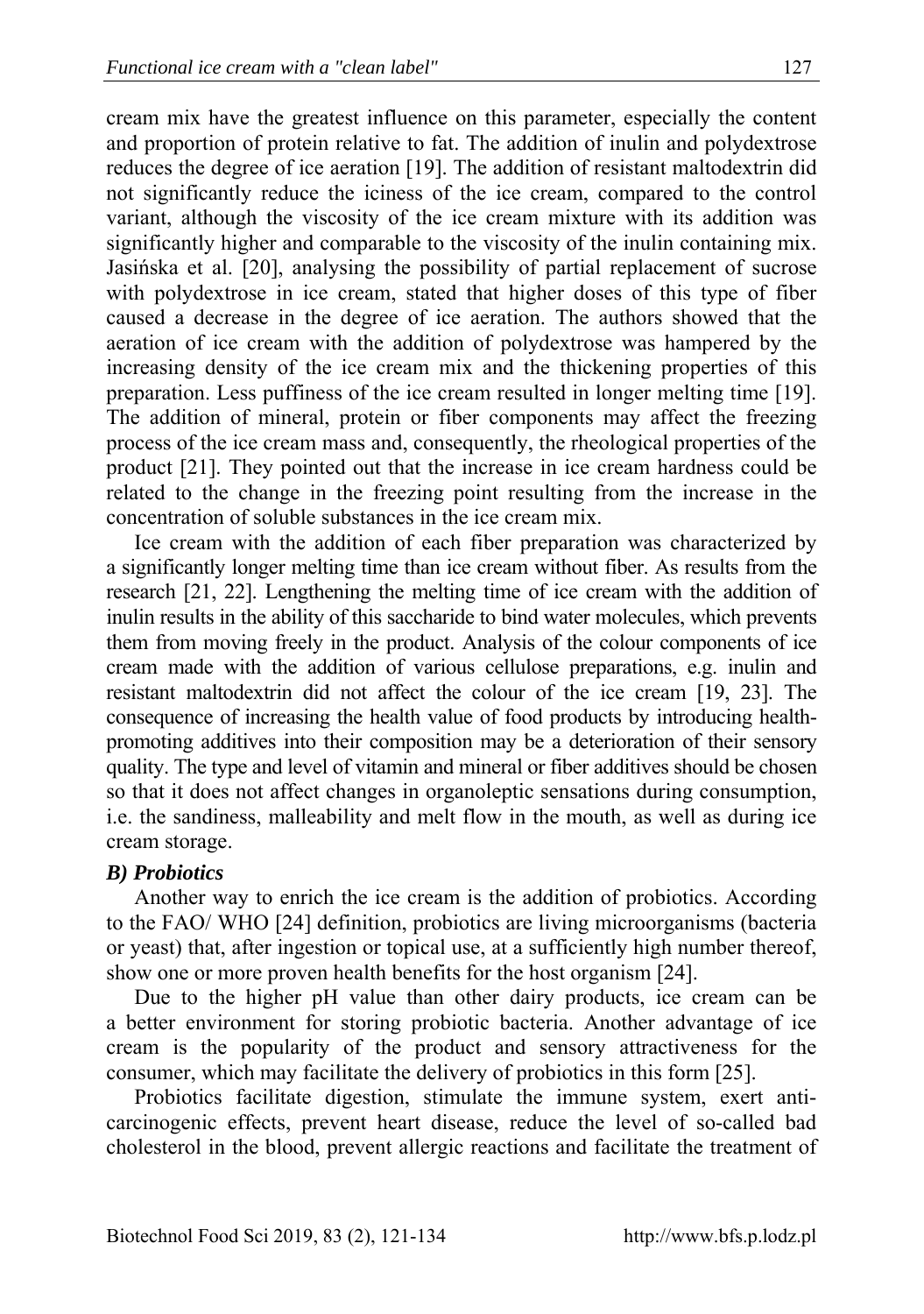cream mix have the greatest influence on this parameter, especially the content and proportion of protein relative to fat. The addition of inulin and polydextrose reduces the degree of ice aeration [19]. The addition of resistant maltodextrin did not significantly reduce the iciness of the ice cream, compared to the control variant, although the viscosity of the ice cream mixture with its addition was significantly higher and comparable to the viscosity of the inulin containing mix. Jasińska et al. [20], analysing the possibility of partial replacement of sucrose with polydextrose in ice cream, stated that higher doses of this type of fiber caused a decrease in the degree of ice aeration. The authors showed that the aeration of ice cream with the addition of polydextrose was hampered by the increasing density of the ice cream mix and the thickening properties of this preparation. Less puffiness of the ice cream resulted in longer melting time [19]. The addition of mineral, protein or fiber components may affect the freezing process of the ice cream mass and, consequently, the rheological properties of the product [21]. They pointed out that the increase in ice cream hardness could be related to the change in the freezing point resulting from the increase in the concentration of soluble substances in the ice cream mix.

Ice cream with the addition of each fiber preparation was characterized by a significantly longer melting time than ice cream without fiber. As results from the research [21, 22]. Lengthening the melting time of ice cream with the addition of inulin results in the ability of this saccharide to bind water molecules, which prevents them from moving freely in the product. Analysis of the colour components of ice cream made with the addition of various cellulose preparations, e.g. inulin and resistant maltodextrin did not affect the colour of the ice cream [19, 23]. The consequence of increasing the health value of food products by introducing health-promoting additives into their composition may be a deterioration of their sensory quality. The type and level of vitamin and mineral or fiber additives should be chosen so that it does not affect changes in organoleptic sensations during consumption, i.e. the sandiness, malleability and melt flow in the mouth, as well as during ice cream storage.

***B) Probiotics***

Another way to enrich the ice cream is the addition of probiotics. According to the FAO/ WHO [24] definition, probiotics are living microorganisms (bacteria or yeast) that, after ingestion or topical use, at a sufficiently high number thereof, show one or more proven health benefits for the host organism [24].

Due to the higher pH value than other dairy products, ice cream can be a better environment for storing probiotic bacteria. Another advantage of ice cream is the popularity of the product and sensory attractiveness for the consumer, which may facilitate the delivery of probiotics in this form [25].

Probiotics facilitate digestion, stimulate the immune system, exert anti-carcinogenic effects, prevent heart disease, reduce the level of so-called bad cholesterol in the blood, prevent allergic reactions and facilitate the treatment of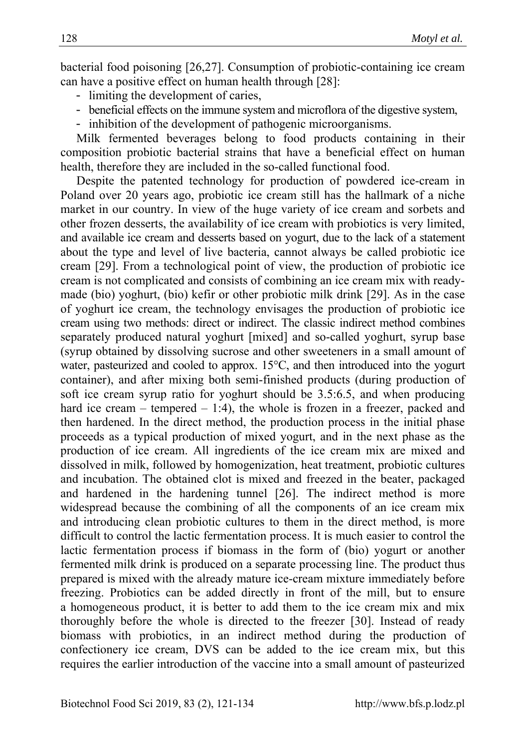bacterial food poisoning [26,27]. Consumption of probiotic-containing ice cream can have a positive effect on human health through [28]:

- limiting the development of caries,
- beneficial effects on the immune system and microflora of the digestive system,
- inhibition of the development of pathogenic microorganisms.

Milk fermented beverages belong to food products containing in their composition probiotic bacterial strains that have a beneficial effect on human health, therefore they are included in the so-called functional food.

Despite the patented technology for production of powdered ice-cream in Poland over 20 years ago, probiotic ice cream still has the hallmark of a niche market in our country. In view of the huge variety of ice cream and sorbets and other frozen desserts, the availability of ice cream with probiotics is very limited, and available ice cream and desserts based on yogurt, due to the lack of a statement about the type and level of live bacteria, cannot always be called probiotic ice cream [29]. From a technological point of view, the production of probiotic ice cream is not complicated and consists of combining an ice cream mix with ready-made (bio) yoghurt, (bio) kefir or other probiotic milk drink [29]. As in the case of yoghurt ice cream, the technology envisages the production of probiotic ice cream using two methods: direct or indirect. The classic indirect method combines separately produced natural yoghurt [mixed] and so-called yoghurt, syrup base (syrup obtained by dissolving sucrose and other sweeteners in a small amount of water, pasteurized and cooled to approx. 15°C, and then introduced into the yogurt container), and after mixing both semi-finished products (during production of soft ice cream syrup ratio for yoghurt should be 3.5:6.5, and when producing hard ice cream – tempered – 1:4), the whole is frozen in a freezer, packed and then hardened. In the direct method, the production process in the initial phase proceeds as a typical production of mixed yogurt, and in the next phase as the production of ice cream. All ingredients of the ice cream mix are mixed and dissolved in milk, followed by homogenization, heat treatment, probiotic cultures and incubation. The obtained clot is mixed and freezed in the beater, packaged and hardened in the hardening tunnel [26]. The indirect method is more widespread because the combining of all the components of an ice cream mix and introducing clean probiotic cultures to them in the direct method, is more difficult to control the lactic fermentation process. It is much easier to control the lactic fermentation process if biomass in the form of (bio) yogurt or another fermented milk drink is produced on a separate processing line. The product thus prepared is mixed with the already mature ice-cream mixture immediately before freezing. Probiotics can be added directly in front of the mill, but to ensure a homogeneous product, it is better to add them to the ice cream mix and mix thoroughly before the whole is directed to the freezer [30]. Instead of ready biomass with probiotics, in an indirect method during the production of confectionery ice cream, DVS can be added to the ice cream mix, but this requires the earlier introduction of the vaccine into a small amount of pasteurized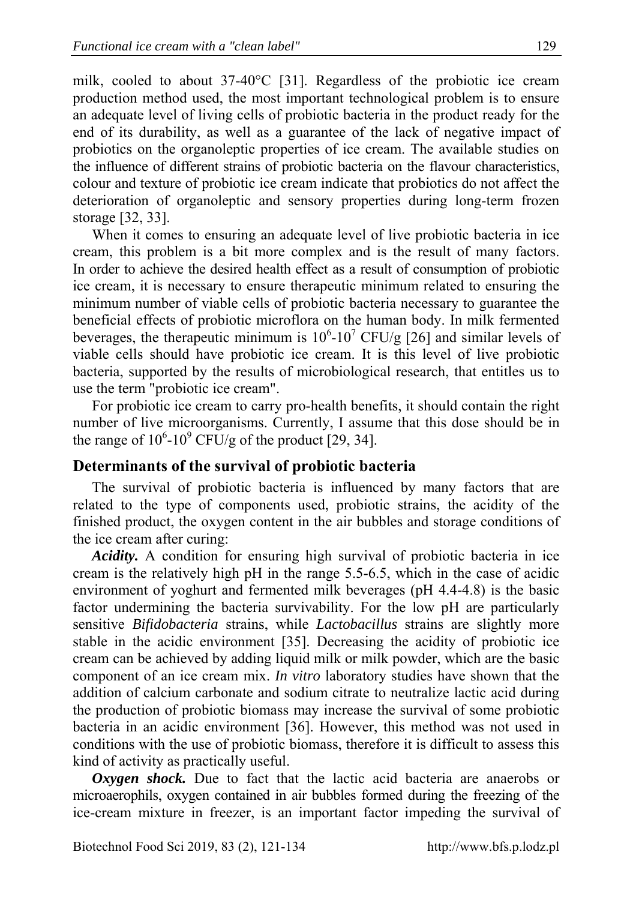milk, cooled to about 37-40°C [31]. Regardless of the probiotic ice cream production method used, the most important technological problem is to ensure an adequate level of living cells of probiotic bacteria in the product ready for the end of its durability, as well as a guarantee of the lack of negative impact of probiotics on the organoleptic properties of ice cream. The available studies on the influence of different strains of probiotic bacteria on the flavour characteristics, colour and texture of probiotic ice cream indicate that probiotics do not affect the deterioration of organoleptic and sensory properties during long-term frozen storage [32, 33].

When it comes to ensuring an adequate level of live probiotic bacteria in ice cream, this problem is a bit more complex and is the result of many factors. In order to achieve the desired health effect as a result of consumption of probiotic ice cream, it is necessary to ensure therapeutic minimum related to ensuring the minimum number of viable cells of probiotic bacteria necessary to guarantee the beneficial effects of probiotic microflora on the human body. In milk fermented beverages, the therapeutic minimum is $10^6$-$10^7$ CFU/g [26] and similar levels of viable cells should have probiotic ice cream. It is this level of live probiotic bacteria, supported by the results of microbiological research, that entitles us to use the term "probiotic ice cream".

For probiotic ice cream to carry pro-health benefits, it should contain the right number of live microorganisms. Currently, I assume that this dose should be in the range of $10^6$-$10^9$ CFU/g of the product [29, 34].

## Determinants of the survival of probiotic bacteria

The survival of probiotic bacteria is influenced by many factors that are related to the type of components used, probiotic strains, the acidity of the finished product, the oxygen content in the air bubbles and storage conditions of the ice cream after curing:

***Acidity.*** A condition for ensuring high survival of probiotic bacteria in ice cream is the relatively high pH in the range 5.5-6.5, which in the case of acidic environment of yoghurt and fermented milk beverages (pH 4.4-4.8) is the basic factor undermining the bacteria survivability. For the low pH are particularly sensitive *Bifidobacteria* strains, while *Lactobacillus* strains are slightly more stable in the acidic environment [35]. Decreasing the acidity of probiotic ice cream can be achieved by adding liquid milk or milk powder, which are the basic component of an ice cream mix. *In vitro* laboratory studies have shown that the addition of calcium carbonate and sodium citrate to neutralize lactic acid during the production of probiotic biomass may increase the survival of some probiotic bacteria in an acidic environment [36]. However, this method was not used in conditions with the use of probiotic biomass, therefore it is difficult to assess this kind of activity as practically useful.

***Oxygen shock.*** Due to fact that the lactic acid bacteria are anaerobs or microaerophils, oxygen contained in air bubbles formed during the freezing of the ice-cream mixture in freezer, is an important factor impeding the survival of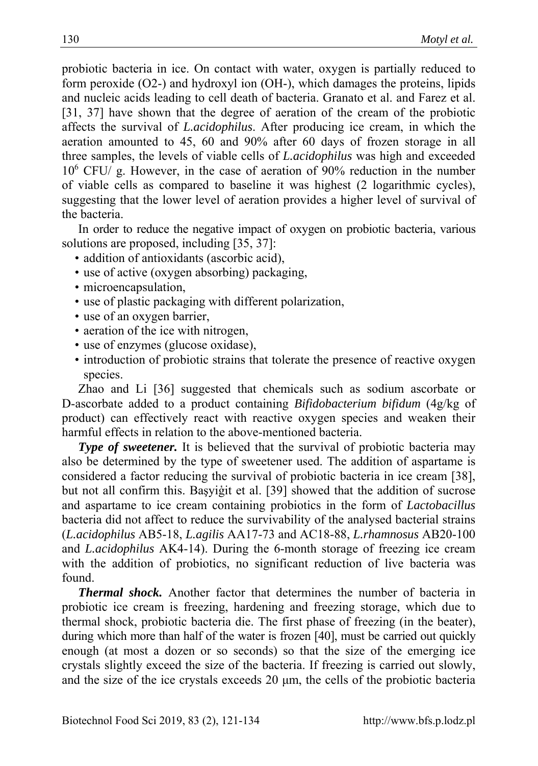probiotic bacteria in ice. On contact with water, oxygen is partially reduced to form peroxide ($O2^-$) and hydroxyl ion ($OH^-$), which damages the proteins, lipids and nucleic acids leading to cell death of bacteria. Granato et al. and Farez et al. [31, 37] have shown that the degree of aeration of the cream of the probiotic affects the survival of *L.acidophilus*. After producing ice cream, in which the aeration amounted to 45, 60 and 90% after 60 days of frozen storage in all three samples, the levels of viable cells of *L.acidophilus* was high and exceeded $10^6$ CFU/ g. However, in the case of aeration of 90% reduction in the number of viable cells as compared to baseline it was highest (2 logarithmic cycles), suggesting that the lower level of aeration provides a higher level of survival of the bacteria.

In order to reduce the negative impact of oxygen on probiotic bacteria, various solutions are proposed, including [35, 37]:

- addition of antioxidants (ascorbic acid),
- use of active (oxygen absorbing) packaging,
- microencapsulation,
- use of plastic packaging with different polarization,
- use of an oxygen barrier,
- aeration of the ice with nitrogen,
- use of enzymes (glucose oxidase),
- introduction of probiotic strains that tolerate the presence of reactive oxygen species.

Zhao and Li [36] suggested that chemicals such as sodium ascorbate or D-ascorbate added to a product containing *Bifidobacterium bifidum* (4g/kg of product) can effectively react with reactive oxygen species and weaken their harmful effects in relation to the above-mentioned bacteria.

***Type of sweetener.*** It is believed that the survival of probiotic bacteria may also be determined by the type of sweetener used. The addition of aspartame is considered a factor reducing the survival of probiotic bacteria in ice cream [38], but not all confirm this. Başyiğit et al. [39] showed that the addition of sucrose and aspartame to ice cream containing probiotics in the form of *Lactobacillus* bacteria did not affect to reduce the survivability of the analysed bacterial strains (*L.acidophilus* AB5-18, *L.agilis* AA17-73 and AC18-88, *L.rhamnosus* AB20-100 and *L.acidophilus* AK4-14). During the 6-month storage of freezing ice cream with the addition of probiotics, no significant reduction of live bacteria was found.

***Thermal shock.*** Another factor that determines the number of bacteria in probiotic ice cream is freezing, hardening and freezing storage, which due to thermal shock, probiotic bacteria die. The first phase of freezing (in the beater), during which more than half of the water is frozen [40], must be carried out quickly enough (at most a dozen or so seconds) so that the size of the emerging ice crystals slightly exceed the size of the bacteria. If freezing is carried out slowly, and the size of the ice crystals exceeds 20 μm, the cells of the probiotic bacteria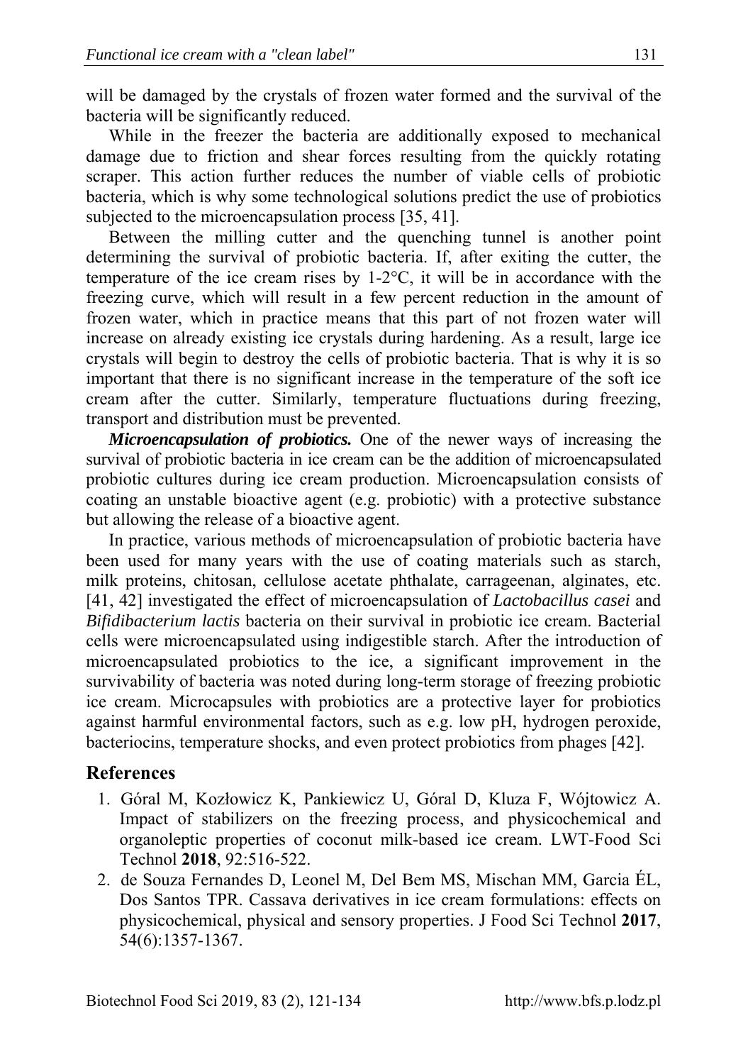will be damaged by the crystals of frozen water formed and the survival of the bacteria will be significantly reduced.

While in the freezer the bacteria are additionally exposed to mechanical damage due to friction and shear forces resulting from the quickly rotating scraper. This action further reduces the number of viable cells of probiotic bacteria, which is why some technological solutions predict the use of probiotics subjected to the microencapsulation process [35, 41].

Between the milling cutter and the quenching tunnel is another point determining the survival of probiotic bacteria. If, after exiting the cutter, the temperature of the ice cream rises by 1-2°C, it will be in accordance with the freezing curve, which will result in a few percent reduction in the amount of frozen water, which in practice means that this part of not frozen water will increase on already existing ice crystals during hardening. As a result, large ice crystals will begin to destroy the cells of probiotic bacteria. That is why it is so important that there is no significant increase in the temperature of the soft ice cream after the cutter. Similarly, temperature fluctuations during freezing, transport and distribution must be prevented.

***Microencapsulation of probiotics.*** One of the newer ways of increasing the survival of probiotic bacteria in ice cream can be the addition of microencapsulated probiotic cultures during ice cream production. Microencapsulation consists of coating an unstable bioactive agent (e.g. probiotic) with a protective substance but allowing the release of a bioactive agent.

In practice, various methods of microencapsulation of probiotic bacteria have been used for many years with the use of coating materials such as starch, milk proteins, chitosan, cellulose acetate phthalate, carrageenan, alginates, etc. [41, 42] investigated the effect of microencapsulation of *Lactobacillus casei* and *Bifidibacterium lactis* bacteria on their survival in probiotic ice cream. Bacterial cells were microencapsulated using indigestible starch. After the introduction of microencapsulated probiotics to the ice, a significant improvement in the survivability of bacteria was noted during long-term storage of freezing probiotic ice cream. Microcapsules with probiotics are a protective layer for probiotics against harmful environmental factors, such as e.g. low pH, hydrogen peroxide, bacteriocins, temperature shocks, and even protect probiotics from phages [42].

## References

1. Góral M, Kozłowicz K, Pankiewicz U, Góral D, Kluza F, Wójtowicz A. Impact of stabilizers on the freezing process, and physicochemical and organoleptic properties of coconut milk-based ice cream. LWT-Food Sci Technol **2018**, 92:516-522.
2. de Souza Fernandes D, Leonel M, Del Bem MS, Mischan MM, Garcia ÉL, Dos Santos TPR. Cassava derivatives in ice cream formulations: effects on physicochemical, physical and sensory properties. J Food Sci Technol **2017**, 54(6):1357-1367.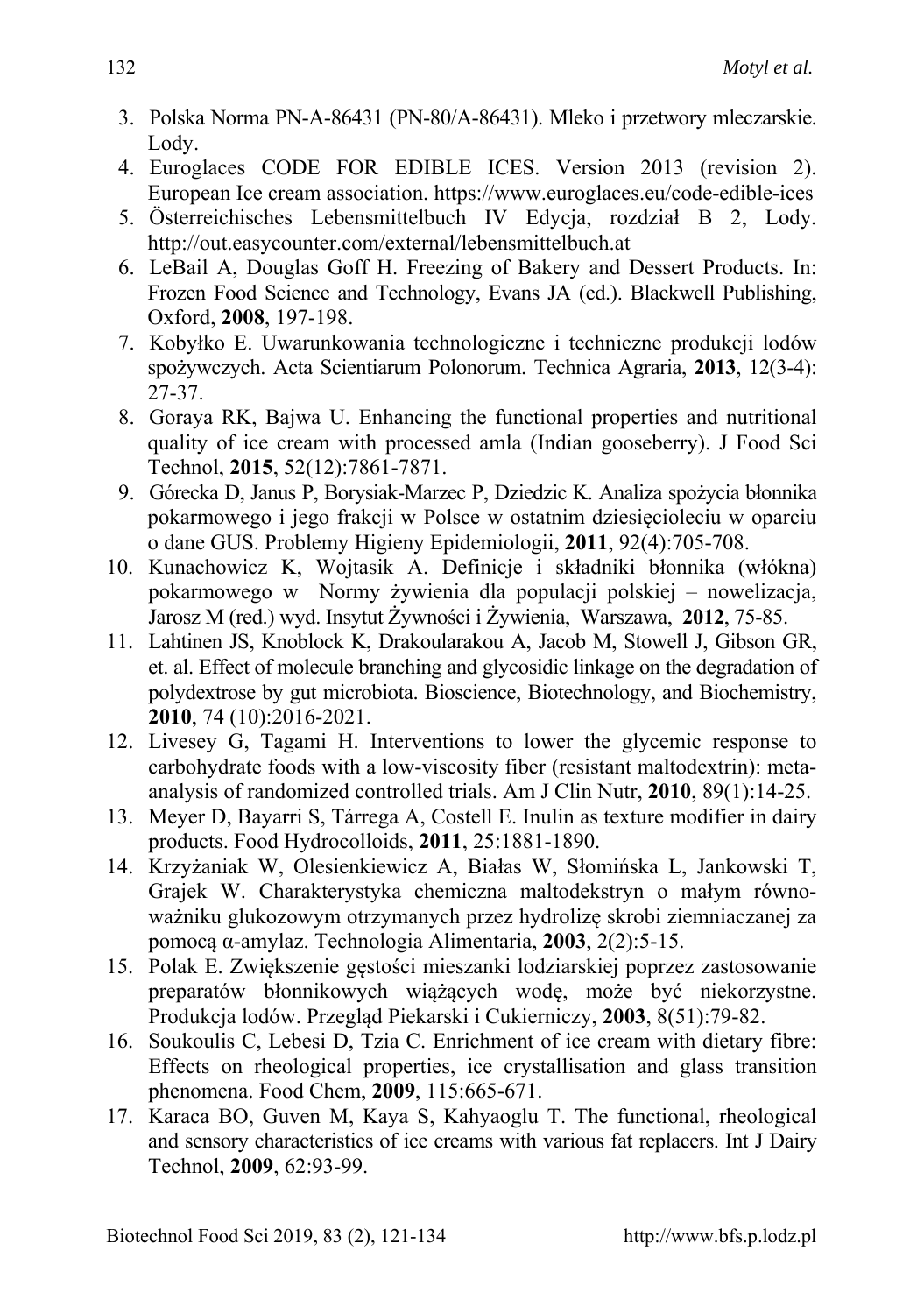3. Polska Norma PN-A-86431 (PN-80/A-86431). Mleko i przetwory mleczarskie. Lody.
4. Euroglaces CODE FOR EDIBLE ICES. Version 2013 (revision 2). European Ice cream association. https://www.euroglaces.eu/code-edible-ices
5. Österreichisches Lebensmittelbuch IV Edycja, rozdział B 2, Lody. http://out.easycounter.com/external/lebensmittelbuch.at
6. LeBail A, Douglas Goff H. Freezing of Bakery and Dessert Products. In: Frozen Food Science and Technology, Evans JA (ed.). Blackwell Publishing, Oxford, **2008**, 197-198.
7. Kobyłko E. Uwarunkowania technologiczne i techniczne produkcji lodów spożywczych. Acta Scientiarum Polonorum. Technica Agraria, **2013**, 12(3-4): 27-37.
8. Goraya RK, Bajwa U. Enhancing the functional properties and nutritional quality of ice cream with processed amla (Indian gooseberry). J Food Sci Technol, **2015**, 52(12):7861-7871.
9. Górecka D, Janus P, Borysiak-Marzec P, Dziedzic K. Analiza spożycia błonnika pokarmowego i jego frakcji w Polsce w ostatnim dziesięcioleciu w oparciu o dane GUS. Problemy Higieny Epidemiologii, **2011**, 92(4):705-708.
10. Kunachowicz K, Wojtasik A. Definicje i składniki błonnika (włókna) pokarmowego w Normy żywienia dla populacji polskiej – nowelizacja, Jarosz M (red.) wyd. Insytut Żywności i Żywienia, Warszawa, **2012**, 75-85.
11. Lahtinen JS, Knoblock K, Drakoularakou A, Jacob M, Stowell J, Gibson GR, et. al. Effect of molecule branching and glycosidic linkage on the degradation of polydextrose by gut microbiota. Bioscience, Biotechnology, and Biochemistry, **2010**, 74 (10):2016-2021.
12. Livesey G, Tagami H. Interventions to lower the glycemic response to carbohydrate foods with a low-viscosity fiber (resistant maltodextrin): meta-analysis of randomized controlled trials. Am J Clin Nutr, **2010**, 89(1):14-25.
13. Meyer D, Bayarri S, Tárrega A, Costell E. Inulin as texture modifier in dairy products. Food Hydrocolloids, **2011**, 25:1881-1890.
14. Krzyżaniak W, Olesienkiewicz A, Białas W, Słomińska L, Jankowski T, Grajek W. Charakterystyka chemiczna maltodekstryn o małym równoważniku glukozowym otrzymanych przez hydrolizę skrobi ziemniaczanej za pomocą α-amylaz. Technologia Alimentaria, **2003**, 2(2):5-15.
15. Polak E. Zwiększenie gęstości mieszanki lodziarskiej poprzez zastosowanie preparatów błonnikowych wiążących wodę, może być niekorzystne. Produkcja lodów. Przegląd Piekarski i Cukierniczy, **2003**, 8(51):79-82.
16. Soukoulis C, Lebesi D, Tzia C. Enrichment of ice cream with dietary fibre: Effects on rheological properties, ice crystallisation and glass transition phenomena. Food Chem, **2009**, 115:665-671.
17. Karaca BO, Guven M, Kaya S, Kahyaoglu T. The functional, rheological and sensory characteristics of ice creams with various fat replacers. Int J Dairy Technol, **2009**, 62:93-99.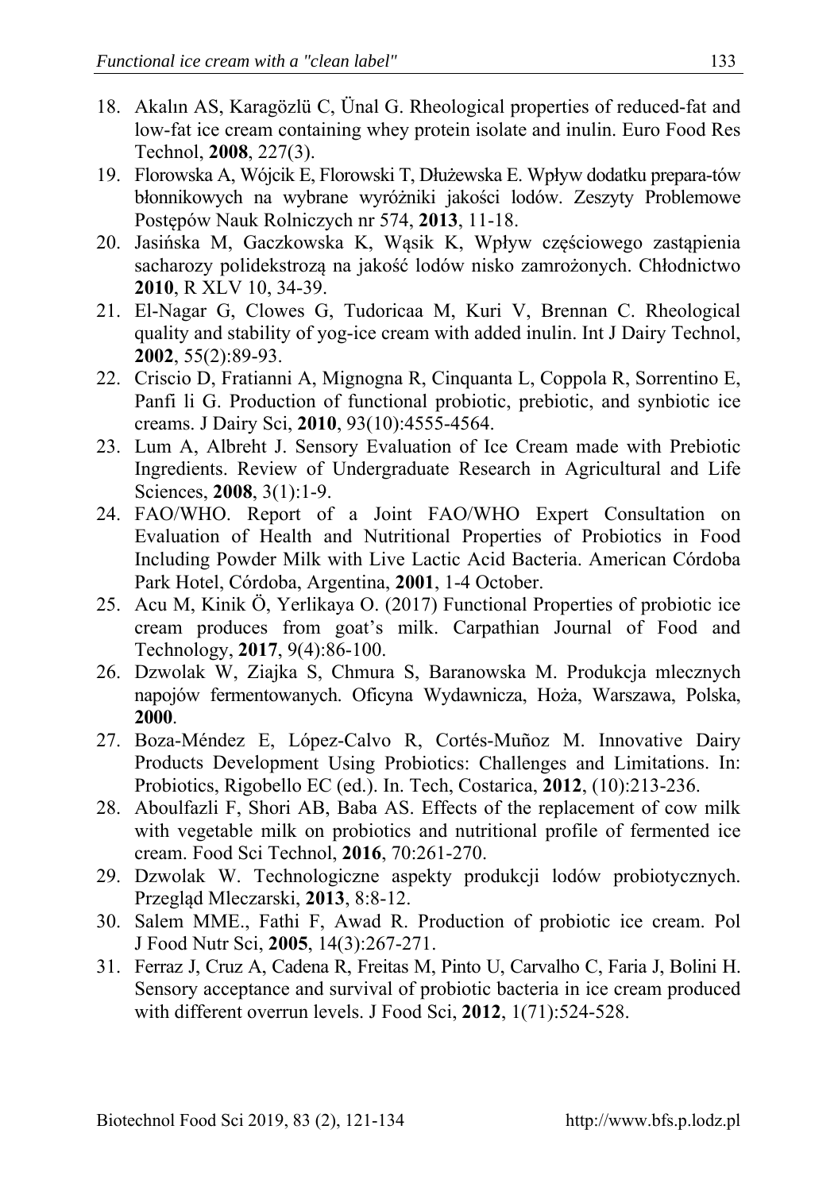18. Akalın AS, Karagözlü C, Ünal G. Rheological properties of reduced-fat and low-fat ice cream containing whey protein isolate and inulin. Euro Food Res Technol, **2008**, 227(3).
19. Florowska A, Wójcik E, Florowski T, Dłużewska E. Wpływ dodatku prepara-tów błonnikowych na wybrane wyróżniki jakości lodów. Zeszyty Problemowe Postępów Nauk Rolniczych nr 574, **2013**, 11-18.
20. Jasińska M, Gaczkowska K, Wąsik K, Wpływ częściowego zastąpienia sacharozy polidekstrozą na jakość lodów nisko zamrożonych. Chłodnictwo **2010**, R XLV 10, 34-39.
21. El-Nagar G, Clowes G, Tudoricaa M, Kuri V, Brennan C. Rheological quality and stability of yog-ice cream with added inulin. Int J Dairy Technol, **2002**, 55(2):89-93.
22. Criscio D, Fratianni A, Mignogna R, Cinquanta L, Coppola R, Sorrentino E, Panfi li G. Production of functional probiotic, prebiotic, and synbiotic ice creams. J Dairy Sci, **2010**, 93(10):4555-4564.
23. Lum A, Albreht J. Sensory Evaluation of Ice Cream made with Prebiotic Ingredients. Review of Undergraduate Research in Agricultural and Life Sciences, **2008**, 3(1):1-9.
24. FAO/WHO. Report of a Joint FAO/WHO Expert Consultation on Evaluation of Health and Nutritional Properties of Probiotics in Food Including Powder Milk with Live Lactic Acid Bacteria. American Córdoba Park Hotel, Córdoba, Argentina, **2001**, 1-4 October.
25. Acu M, Kinik Ö, Yerlikaya O. (2017) Functional Properties of probiotic ice cream produces from goat's milk. Carpathian Journal of Food and Technology, **2017**, 9(4):86-100.
26. Dzwolak W, Ziajka S, Chmura S, Baranowska M. Produkcja mlecznych napojów fermentowanych. Oficyna Wydawnicza, Hoża, Warszawa, Polska, **2000**.
27. Boza-Méndez E, López-Calvo R, Cortés-Muñoz M. Innovative Dairy Products Development Using Probiotics: Challenges and Limitations. In: Probiotics, Rigobello EC (ed.). In. Tech, Costarica, **2012**, (10):213-236.
28. Aboulfazli F, Shori AB, Baba AS. Effects of the replacement of cow milk with vegetable milk on probiotics and nutritional profile of fermented ice cream. Food Sci Technol, **2016**, 70:261-270.
29. Dzwolak W. Technologiczne aspekty produkcji lodów probiotycznych. Przegląd Mleczarski, **2013**, 8:8-12.
30. Salem MME., Fathi F, Awad R. Production of probiotic ice cream. Pol J Food Nutr Sci, **2005**, 14(3):267-271.
31. Ferraz J, Cruz A, Cadena R, Freitas M, Pinto U, Carvalho C, Faria J, Bolini H. Sensory acceptance and survival of probiotic bacteria in ice cream produced with different overrun levels. J Food Sci, **2012**, 1(71):524-528.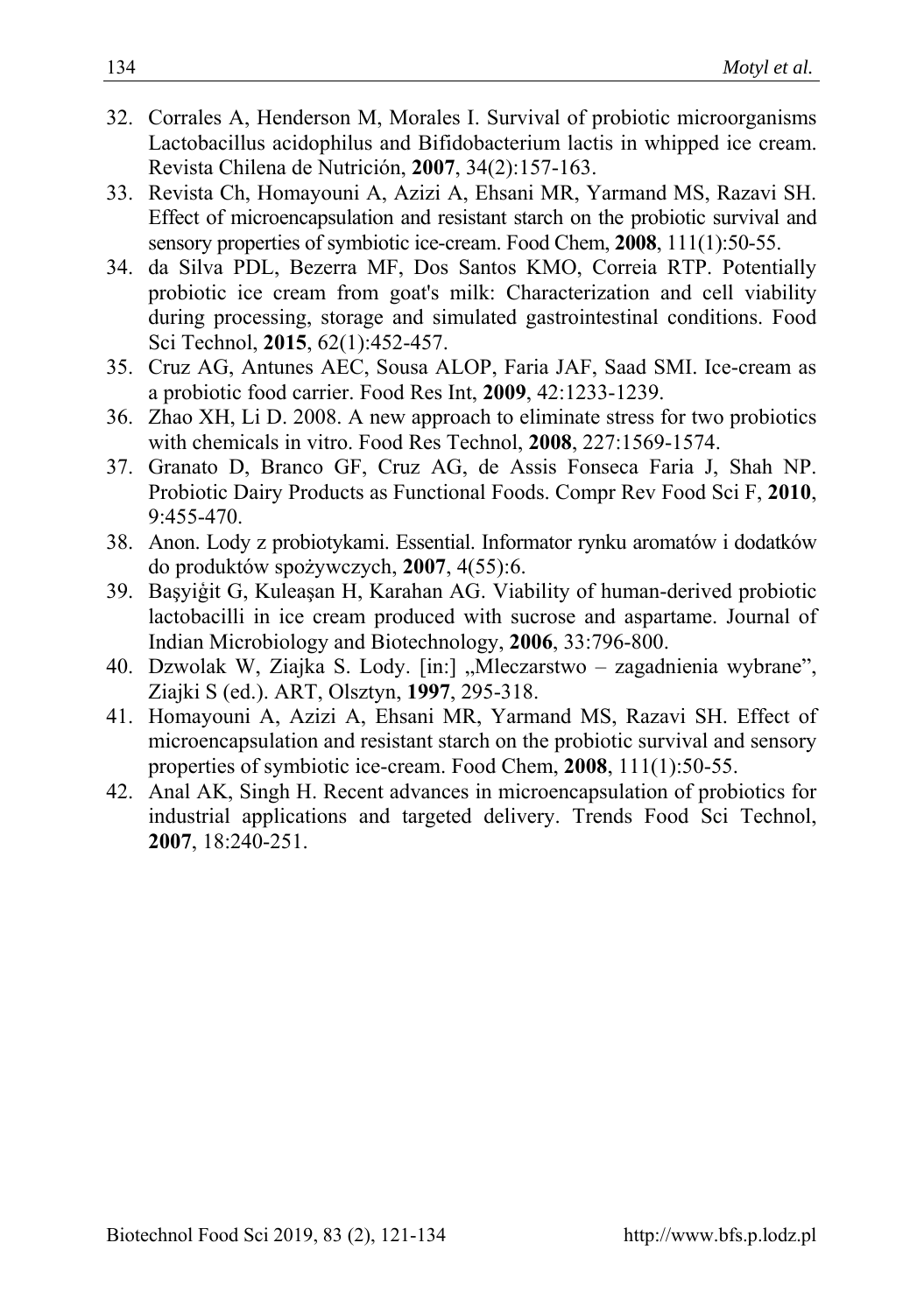32. Corrales A, Henderson M, Morales I. Survival of probiotic microorganisms Lactobacillus acidophilus and Bifidobacterium lactis in whipped ice cream. Revista Chilena de Nutrición, **2007**, 34(2):157-163.
33. Revista Ch, Homayouni A, Azizi A, Ehsani MR, Yarmand MS, Razavi SH. Effect of microencapsulation and resistant starch on the probiotic survival and sensory properties of symbiotic ice-cream. Food Chem, **2008**, 111(1):50-55.
34. da Silva PDL, Bezerra MF, Dos Santos KMO, Correia RTP. Potentially probiotic ice cream from goat's milk: Characterization and cell viability during processing, storage and simulated gastrointestinal conditions. Food Sci Technol, **2015**, 62(1):452-457.
35. Cruz AG, Antunes AEC, Sousa ALOP, Faria JAF, Saad SMI. Ice-cream as a probiotic food carrier. Food Res Int, **2009**, 42:1233-1239.
36. Zhao XH, Li D. 2008. A new approach to eliminate stress for two probiotics with chemicals in vitro. Food Res Technol, **2008**, 227:1569-1574.
37. Granato D, Branco GF, Cruz AG, de Assis Fonseca Faria J, Shah NP. Probiotic Dairy Products as Functional Foods. Compr Rev Food Sci F, **2010**, 9:455-470.
38. Anon. Lody z probiotykami. Essential. Informator rynku aromatów i dodatków do produktów spożywczych, **2007**, 4(55):6.
39. Başyiğit G, Kuleaşan H, Karahan AG. Viability of human-derived probiotic lactobacilli in ice cream produced with sucrose and aspartame. Journal of Indian Microbiology and Biotechnology, **2006**, 33:796-800.
40. Dzwolak W, Ziajka S. Lody. [in:] „Mleczarstwo – zagadnienia wybrane", Ziajki S (ed.). ART, Olsztyn, **1997**, 295-318.
41. Homayouni A, Azizi A, Ehsani MR, Yarmand MS, Razavi SH. Effect of microencapsulation and resistant starch on the probiotic survival and sensory properties of symbiotic ice-cream. Food Chem, **2008**, 111(1):50-55.
42. Anal AK, Singh H. Recent advances in microencapsulation of probiotics for industrial applications and targeted delivery. Trends Food Sci Technol, **2007**, 18:240-251.